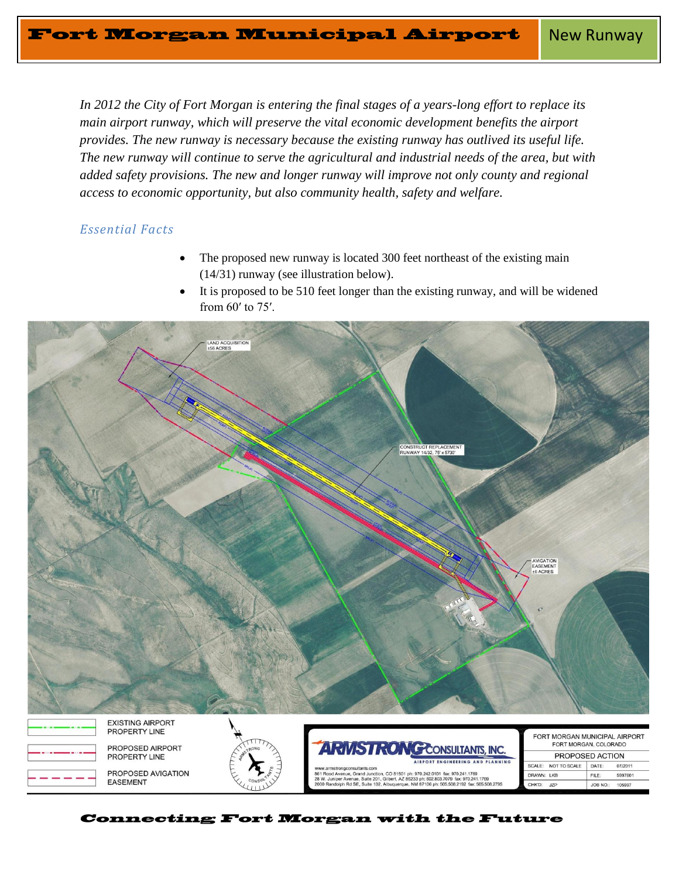# Fort Morgan Municipal Airport

## New Runway

*In 2012 the City of Fort Morgan is entering the final stages of a years-long effort to replace its main airport runway, which will preserve the vital economic development benefits the airport provides. The new runway is necessary because the existing runway has outlived its useful life. The new runway will continue to serve the agricultural and industrial needs of the area, but with added safety provisions. The new and longer runway will improve not only county and regional access to economic opportunity, but also community health, safety and welfare.*

### *Essential Facts*

- The proposed new runway is located 300 feet northeast of the existing main (14/31) runway (see illustration below).
- It is proposed to be 510 feet longer than the existing runway, and will be widened from 60′ to 75′.

LAND ACQUISITION ±56 ACRES

CONSTRUCT REPLACEMENT RUNWAY 14/32, 75' x 5730'

AVIGATION EASEMENT ±6 ACRES

EXISTING AIRPORT PROPERTY LINE

PROPOSED AIRPORT PROPERTY LINE

PROPOSED AVIGATION EASEMENT

ARMSTRONG CONSULTANTS, INC.
AIRPORT ENGINEERING AND PLANNING
www.armstrongconsultants.com
861 Rood Avenue, Grand Junction, CO 81501 ph: 970.242.0101 fax: 970.241.1769
28 W. Juniper Avenue, Suite 201, Gilbert, AZ 85233 ph: 602.803.7079 fax: 970.241.1769
2000 Randolph Rd SE, Suite 102, Albuquerque, NM 87106 ph: 505.508.2192 fax: 505.508.2795

| FORT MORGAN MUNICIPAL AIRPORT FORT MORGAN, COLORADO | | | |
|---|---|---|---|
| PROPOSED ACTION | | | |
| SCALE: | NOT TO SCALE | DATE: | 07/2011 |
| DRAWN: | LKB | FILE: | 5997001 |
| CHK'D: | JZP | JOB NO.: | 105997 |

**Connecting Fort Morgan with the Future**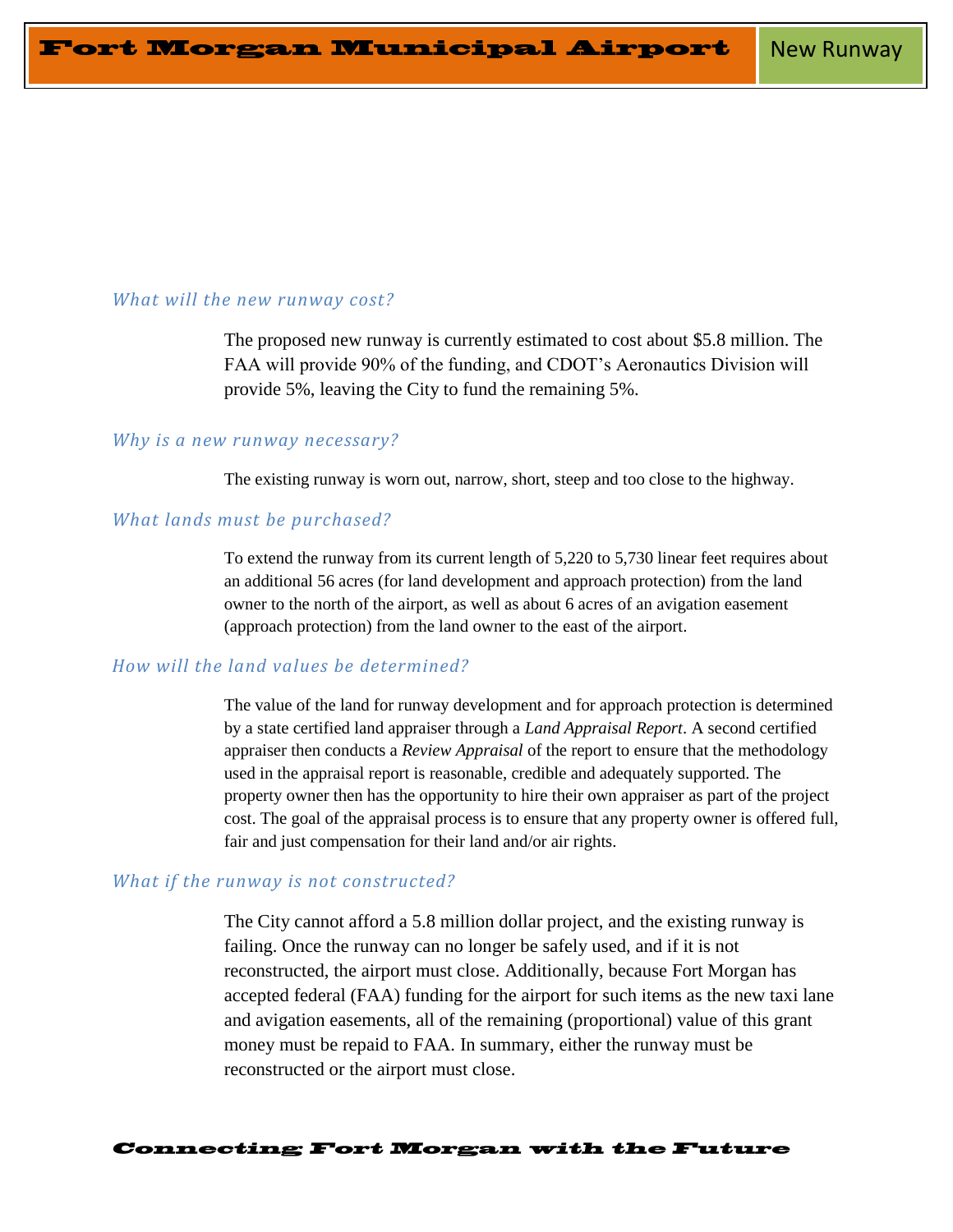### *What will the new runway cost?*

The proposed new runway is currently estimated to cost about $5.8 million. The FAA will provide 90% of the funding, and CDOT's Aeronautics Division will provide 5%, leaving the City to fund the remaining 5%.

### *Why is a new runway necessary?*

The existing runway is worn out, narrow, short, steep and too close to the highway.

### *What lands must be purchased?*

To extend the runway from its current length of 5,220 to 5,730 linear feet requires about an additional 56 acres (for land development and approach protection) from the land owner to the north of the airport, as well as about 6 acres of an avigation easement (approach protection) from the land owner to the east of the airport.

### *How will the land values be determined?*

The value of the land for runway development and for approach protection is determined by a state certified land appraiser through a *Land Appraisal Report*. A second certified appraiser then conducts a *Review Appraisal* of the report to ensure that the methodology used in the appraisal report is reasonable, credible and adequately supported. The property owner then has the opportunity to hire their own appraiser as part of the project cost. The goal of the appraisal process is to ensure that any property owner is offered full, fair and just compensation for their land and/or air rights.

### *What if the runway is not constructed?*

The City cannot afford a 5.8 million dollar project, and the existing runway is failing. Once the runway can no longer be safely used, and if it is not reconstructed, the airport must close. Additionally, because Fort Morgan has accepted federal (FAA) funding for the airport for such items as the new taxi lane and avigation easements, all of the remaining (proportional) value of this grant money must be repaid to FAA. In summary, either the runway must be reconstructed or the airport must close.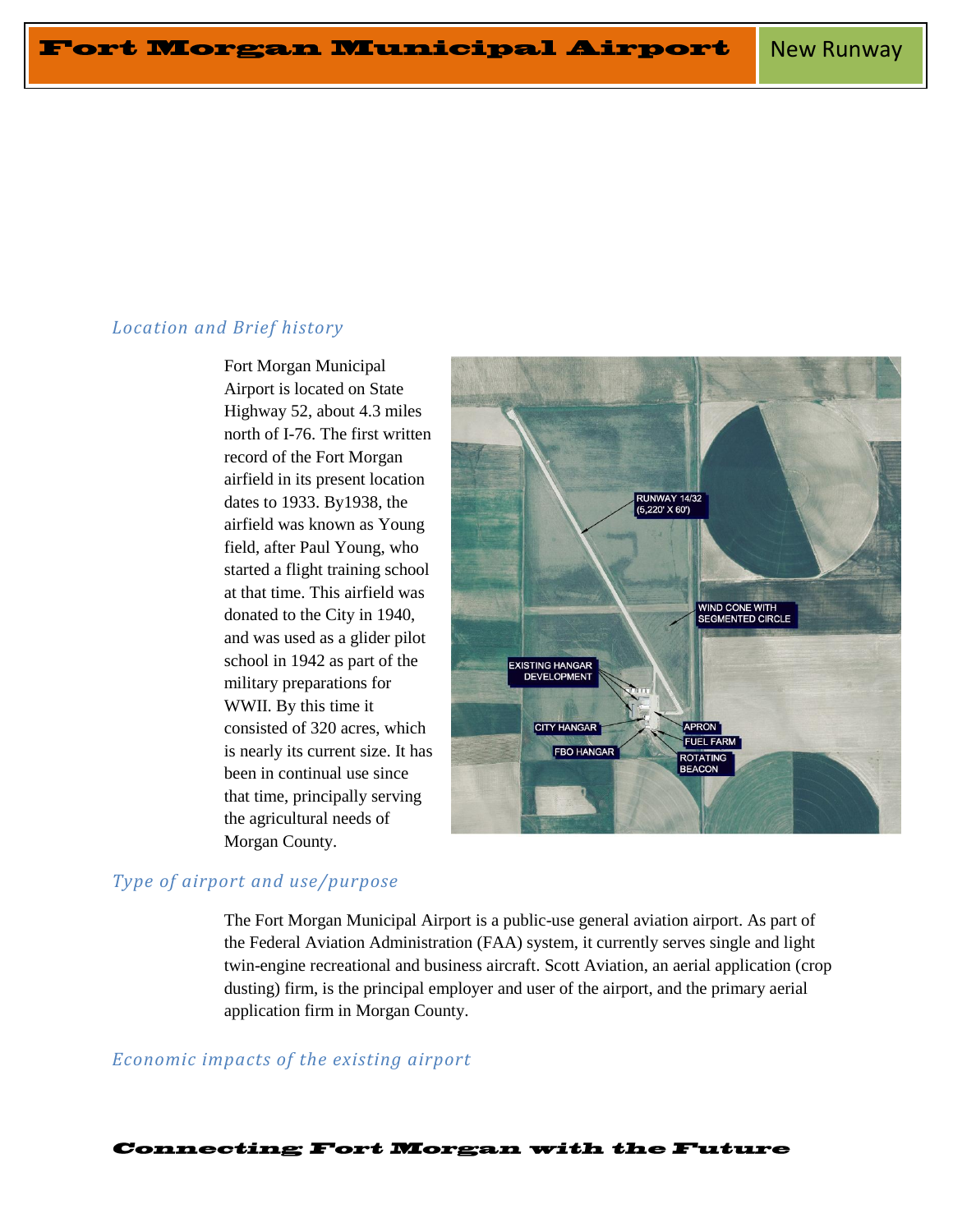# Fort Morgan Municipal Airport

New Runway

### *Location and Brief history*

Fort Morgan Municipal Airport is located on State Highway 52, about 4.3 miles north of I-76. The first written record of the Fort Morgan airfield in its present location dates to 1933. By1938, the airfield was known as Young field, after Paul Young, who started a flight training school at that time. This airfield was donated to the City in 1940, and was used as a glider pilot school in 1942 as part of the military preparations for WWII. By this time it consisted of 320 acres, which is nearly its current size. It has been in continual use since that time, principally serving the agricultural needs of Morgan County.

RUNWAY 14/32 (5,220' X 60')

WIND CONE WITH SEGMENTED CIRCLE

EXISTING HANGAR DEVELOPMENT

CITY HANGAR

APRON

FUEL FARM

FBO HANGAR

ROTATING BEACON

### *Type of airport and use/purpose*

The Fort Morgan Municipal Airport is a public-use general aviation airport. As part of the Federal Aviation Administration (FAA) system, it currently serves single and light twin-engine recreational and business aircraft. Scott Aviation, an aerial application (crop dusting) firm, is the principal employer and user of the airport, and the primary aerial application firm in Morgan County.

### *Economic impacts of the existing airport*

**Connecting Fort Morgan with the Future**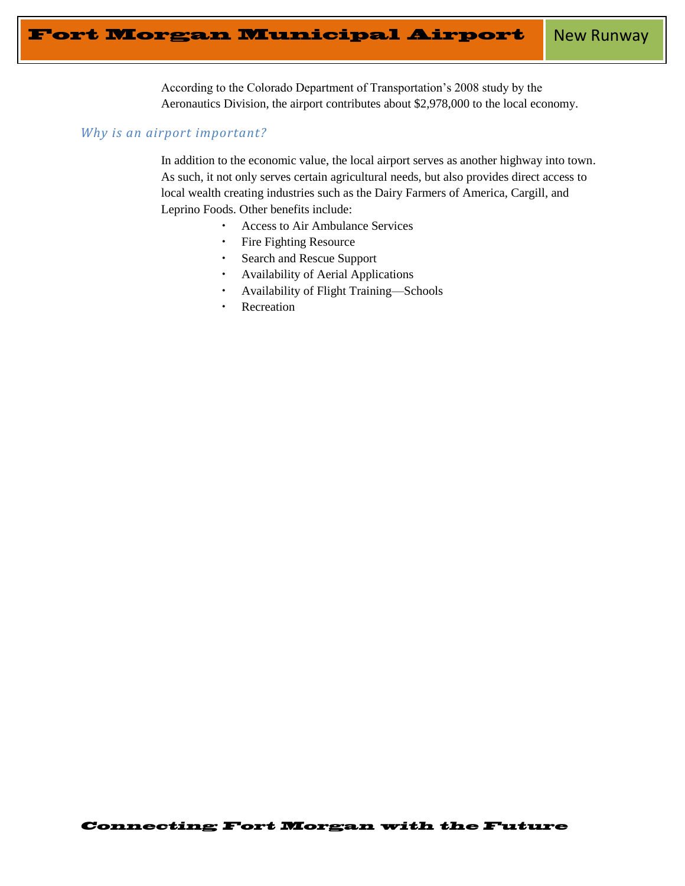According to the Colorado Department of Transportation's 2008 study by the Aeronautics Division, the airport contributes about $2,978,000 to the local economy.

### *Why is an airport important?*

In addition to the economic value, the local airport serves as another highway into town. As such, it not only serves certain agricultural needs, but also provides direct access to local wealth creating industries such as the Dairy Farmers of America, Cargill, and Leprino Foods. Other benefits include:

- Access to Air Ambulance Services
- Fire Fighting Resource
- Search and Rescue Support
- Availability of Aerial Applications
- Availability of Flight Training—Schools
- Recreation